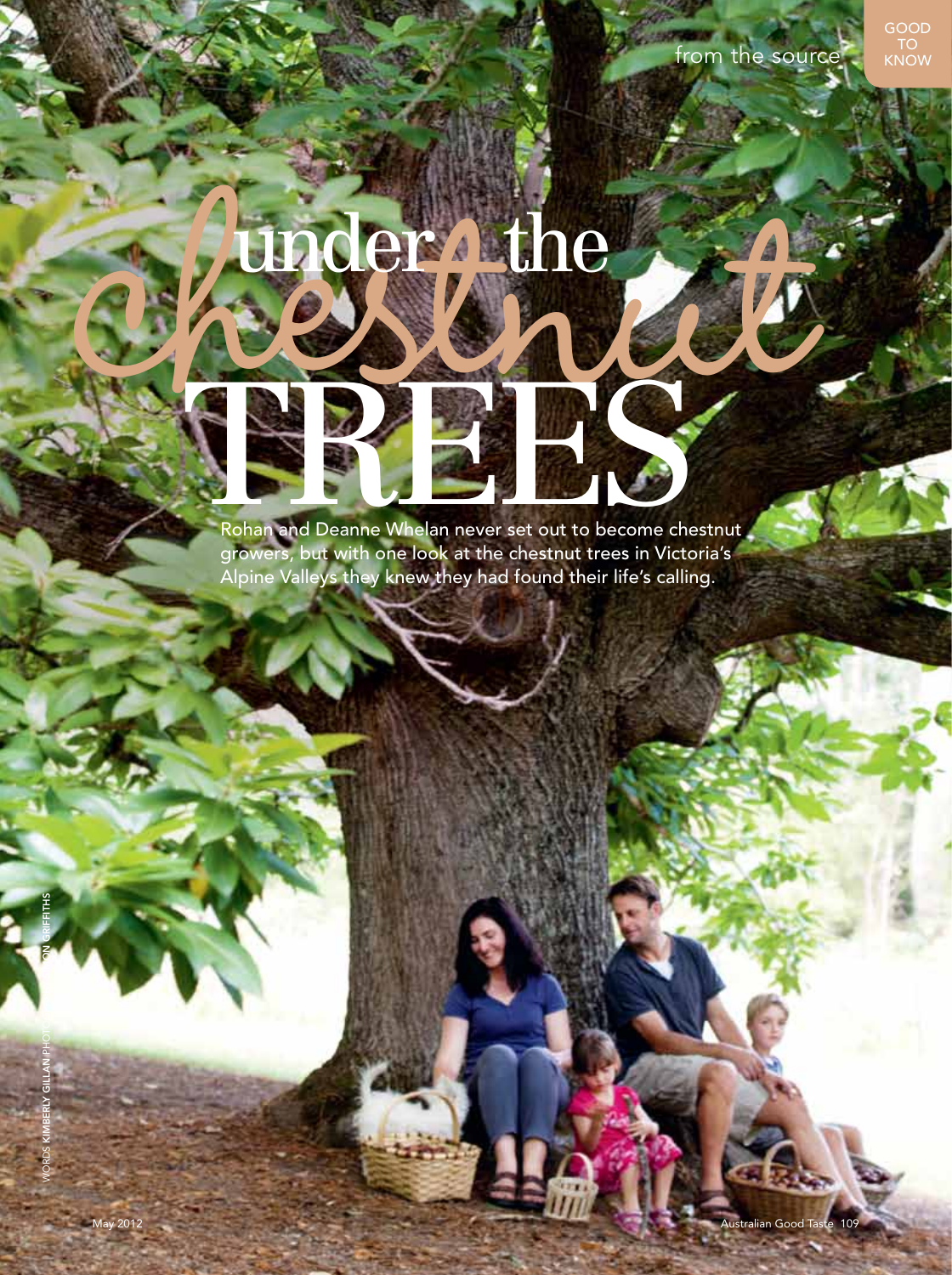GOOD TO KNOW

from the source

# under the chestnut TREES

Rohan and Deanne Whelan never set out to become chestnut growers, but with one look at the chestnut trees in Victoria's Alpine Valleys they knew they had found their life's calling.

WORDS KIMBERLY GILLAN PHOTOGRAPHY ...ON GRIFFITHS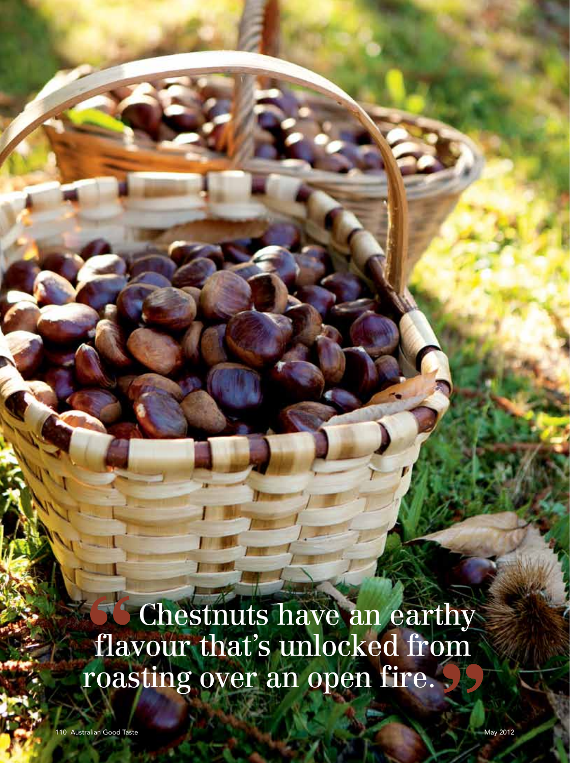> "Chestnuts have an earthy flavour that's unlocked from roasting over an open fire."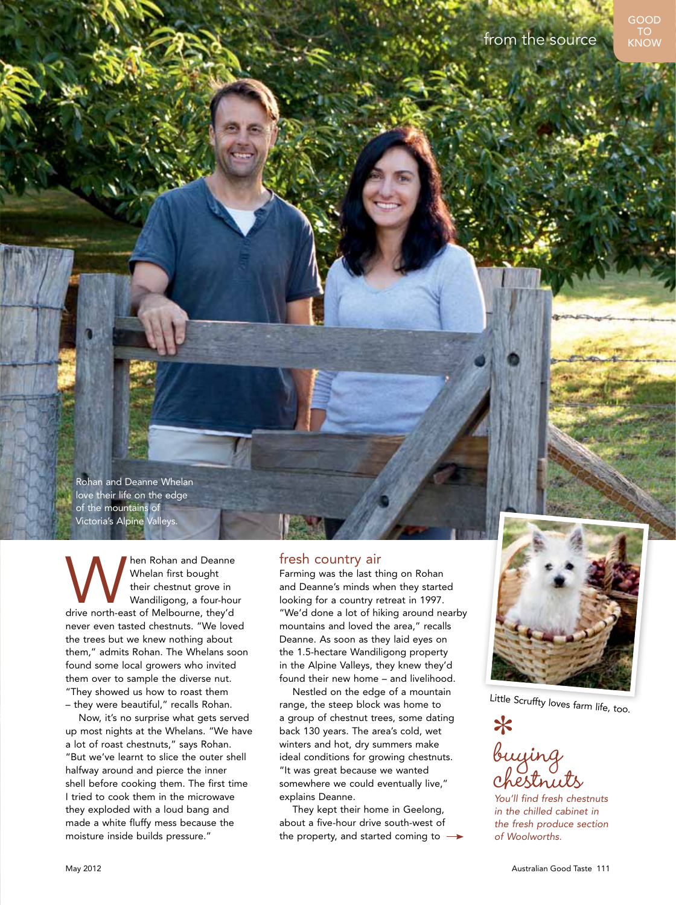Rohan and Deanne Whelan love their life on the edge of the mountains of Victoria's Alpine Valleys.

When Rohan and Deanne Whelan first bought their chestnut grove in Wandiligong, a four-hour drive north-east of Melbourne, they'd never even tasted chestnuts. "We loved the trees but we knew nothing about them," admits Rohan. The Whelans soon found some local growers who invited them over to sample the diverse nut. "They showed us how to roast them – they were beautiful," recalls Rohan.

Now, it's no surprise what gets served up most nights at the Whelans. "We have a lot of roast chestnuts," says Rohan. "But we've learnt to slice the outer shell halfway around and pierce the inner shell before cooking them. The first time I tried to cook them in the microwave they exploded with a loud bang and made a white fluffy mess because the moisture inside builds pressure."

## fresh country air

Farming was the last thing on Rohan and Deanne's minds when they started looking for a country retreat in 1997. "We'd done a lot of hiking around nearby mountains and loved the area," recalls Deanne. As soon as they laid eyes on the 1.5-hectare Wandiligong property in the Alpine Valleys, they knew they'd found their new home – and livelihood.

Nestled on the edge of a mountain range, the steep block was home to a group of chestnut trees, some dating back 130 years. The area's cold, wet winters and hot, dry summers make ideal conditions for growing chestnuts. "It was great because we wanted somewhere we could eventually live," explains Deanne.

They kept their home in Geelong, about a five-hour drive south-west of the property, and started coming to →

Little Scruffty loves farm life, too.

## buying chestnuts

*You'll find fresh chestnuts in the chilled cabinet in the fresh produce section of Woolworths.*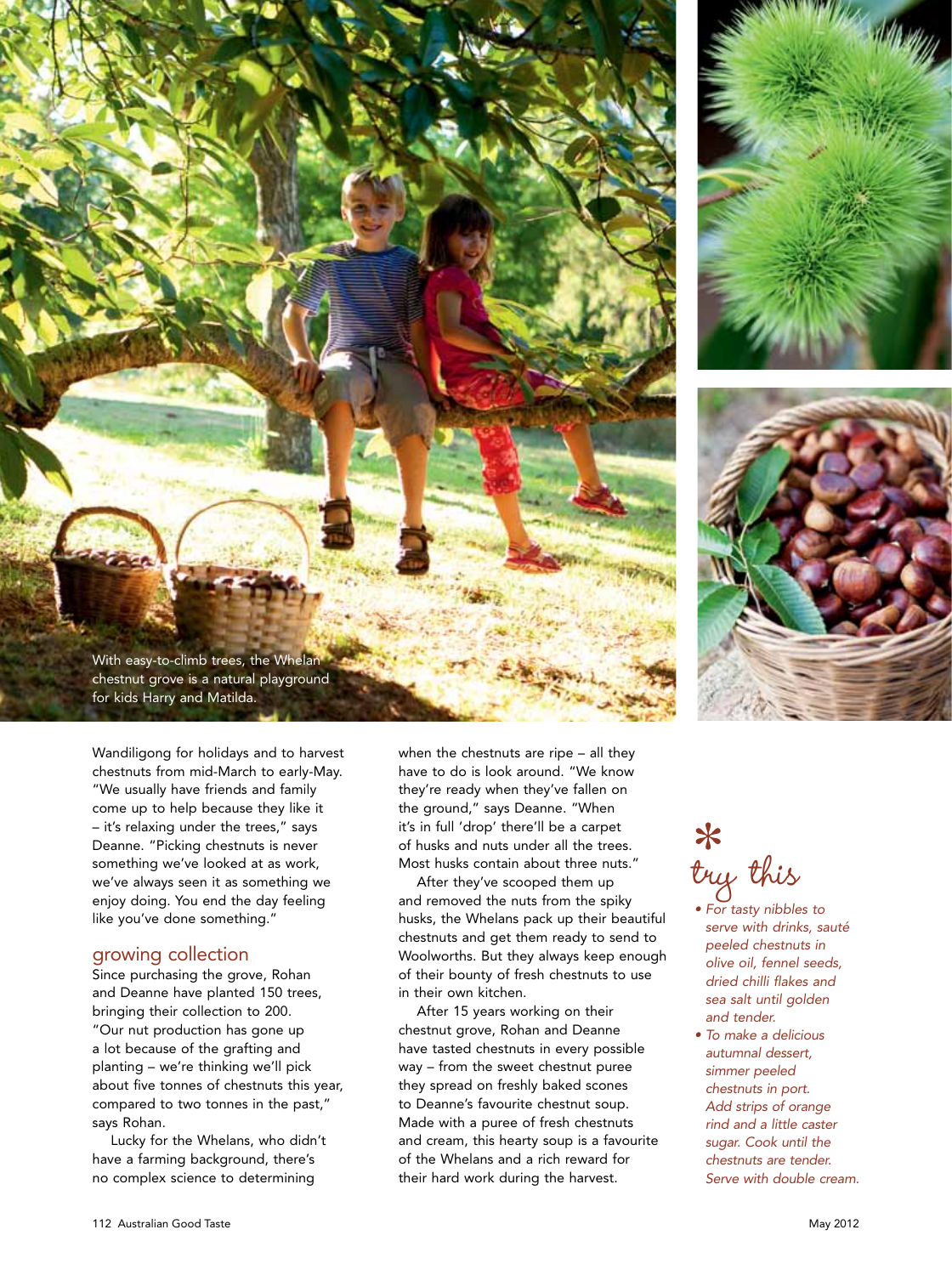With easy-to-climb trees, the Whelan chestnut grove is a natural playground for kids Harry and Matilda.

Wandiligong for holidays and to harvest chestnuts from mid-March to early-May. "We usually have friends and family come up to help because they like it – it's relaxing under the trees," says Deanne. "Picking chestnuts is never something we've looked at as work, we've always seen it as something we enjoy doing. You end the day feeling like you've done something."

## growing collection

Since purchasing the grove, Rohan and Deanne have planted 150 trees, bringing their collection to 200. "Our nut production has gone up a lot because of the grafting and planting – we're thinking we'll pick about five tonnes of chestnuts this year, compared to two tonnes in the past," says Rohan.

Lucky for the Whelans, who didn't have a farming background, there's no complex science to determining when the chestnuts are ripe – all they have to do is look around. "We know they're ready when they've fallen on the ground," says Deanne. "When it's in full 'drop' there'll be a carpet of husks and nuts under all the trees. Most husks contain about three nuts."

After they've scooped them up and removed the nuts from the spiky husks, the Whelans pack up their beautiful chestnuts and get them ready to send to Woolworths. But they always keep enough of their bounty of fresh chestnuts to use in their own kitchen.

After 15 years working on their chestnut grove, Rohan and Deanne have tasted chestnuts in every possible way – from the sweet chestnut puree they spread on freshly baked scones to Deanne's favourite chestnut soup. Made with a puree of fresh chestnuts and cream, this hearty soup is a favourite of the Whelans and a rich reward for their hard work during the harvest.

## * try this

- *For tasty nibbles to serve with drinks, sauté peeled chestnuts in olive oil, fennel seeds, dried chilli flakes and sea salt until golden and tender.*
- *To make a delicious autumnal dessert, simmer peeled chestnuts in port. Add strips of orange rind and a little caster sugar. Cook until the chestnuts are tender. Serve with double cream.*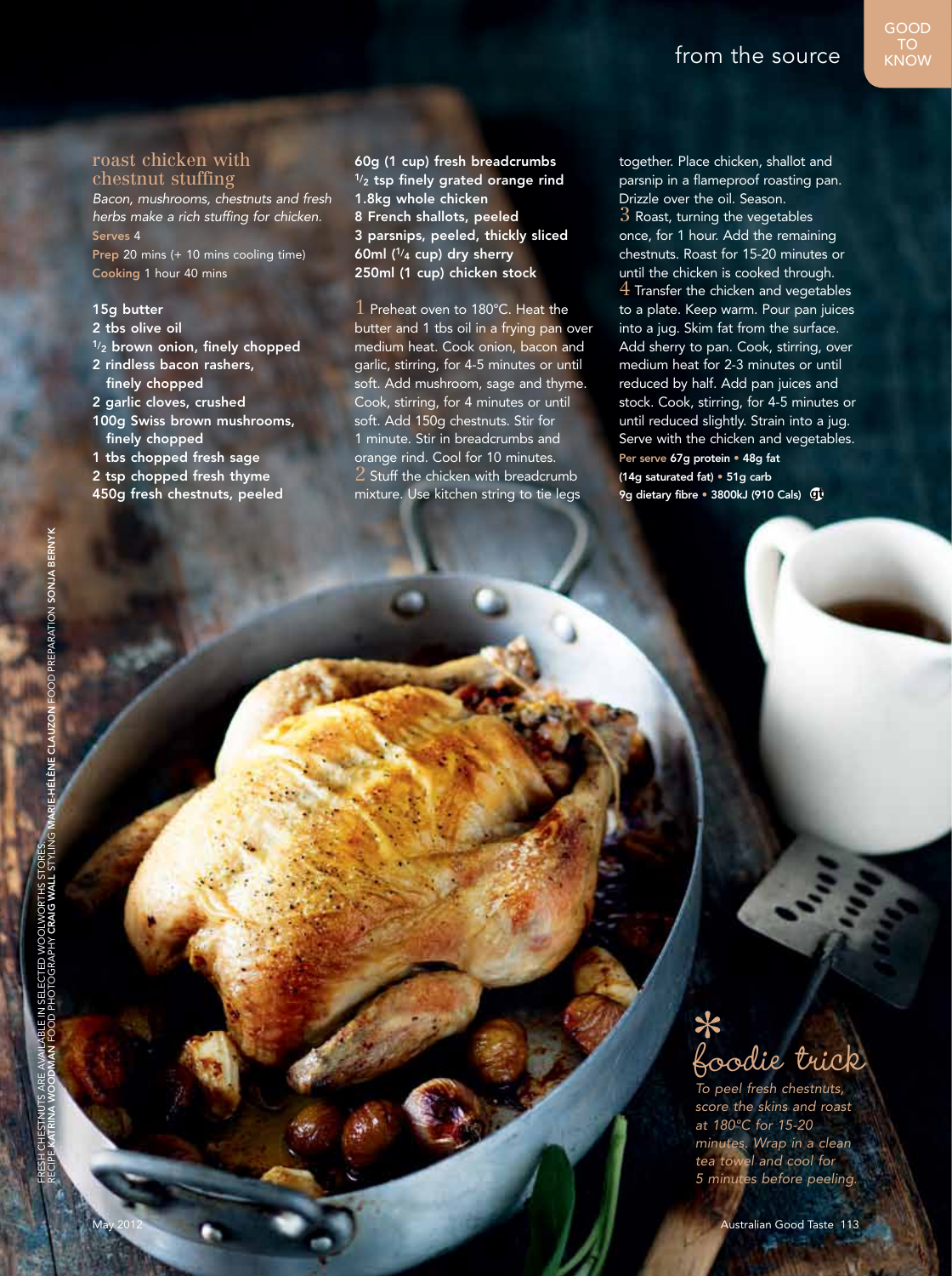## roast chicken with chestnut stuffing

*Bacon, mushrooms, chestnuts and fresh herbs make a rich stuffing for chicken.*

**Serves** 4
**Prep** 20 mins (+ 10 mins cooling time)
**Cooking** 1 hour 40 mins

- **15g butter**
- **2 tbs olive oil**
- **1/2 brown onion, finely chopped**
- **2 rindless bacon rashers, finely chopped**
- **2 garlic cloves, crushed**
- **100g Swiss brown mushrooms, finely chopped**
- **1 tbs chopped fresh sage**
- **2 tsp chopped fresh thyme**
- **450g fresh chestnuts, peeled**
- **60g (1 cup) fresh breadcrumbs**
- **1/2 tsp finely grated orange rind**
- **1.8kg whole chicken**
- **8 French shallots, peeled**
- **3 parsnips, peeled, thickly sliced**
- **60ml (1/4 cup) dry sherry**
- **250ml (1 cup) chicken stock**

1 Preheat oven to 180°C. Heat the butter and 1 tbs oil in a frying pan over medium heat. Cook onion, bacon and garlic, stirring, for 4-5 minutes or until soft. Add mushroom, sage and thyme. Cook, stirring, for 4 minutes or until soft. Add 150g chestnuts. Stir for 1 minute. Stir in breadcrumbs and orange rind. Cool for 10 minutes.

2 Stuff the chicken with breadcrumb mixture. Use kitchen string to tie legs together. Place chicken, shallot and parsnip in a flameproof roasting pan. Drizzle over the oil. Season.

3 Roast, turning the vegetables once, for 1 hour. Add the remaining chestnuts. Roast for 15-20 minutes or until the chicken is cooked through.

4 Transfer the chicken and vegetables to a plate. Keep warm. Pour pan juices into a jug. Skim fat from the surface. Add sherry to pan. Cook, stirring, over medium heat for 2-3 minutes or until reduced by half. Add pan juices and stock. Cook, stirring, for 4-5 minutes or until reduced slightly. Strain into a jug. Serve with the chicken and vegetables.

**Per serve** **67g protein • 48g fat (14g saturated fat) • 51g carb 9g dietary fibre • 3800kJ (910 Cals)** GI

### * foodie trick

*To peel fresh chestnuts, score the skins and roast at 180°C for 15-20 minutes. Wrap in a clean tea towel and cool for 5 minutes before peeling.*

FRESH CHESTNUTS ARE AVAILABLE IN SELECTED WOOLWORTHS STORES.
RECIPE **KATRINA WOODMAN** FOOD PHOTOGRAPHY **CRAIG WALL** STYLING **MARIE-HÉLÈNE CLAUZON** FOOD PREPARATION **SONJA BERNYK**